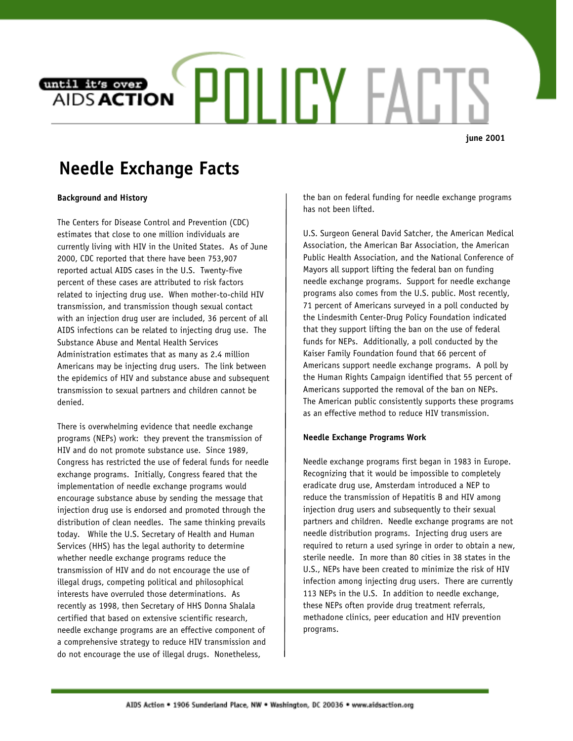until it's over
AIDS ACTION

# POLICY FACTS

june 2001

## Needle Exchange Facts

**Background and History**

The Centers for Disease Control and Prevention (CDC) estimates that close to one million individuals are currently living with HIV in the United States. As of June 2000, CDC reported that there have been 753,907 reported actual AIDS cases in the U.S. Twenty-five percent of these cases are attributed to risk factors related to injecting drug use. When mother-to-child HIV transmission, and transmission though sexual contact with an injection drug user are included, 36 percent of all AIDS infections can be related to injecting drug use. The Substance Abuse and Mental Health Services Administration estimates that as many as 2.4 million Americans may be injecting drug users. The link between the epidemics of HIV and substance abuse and subsequent transmission to sexual partners and children cannot be denied.

There is overwhelming evidence that needle exchange programs (NEPs) work: they prevent the transmission of HIV and do not promote substance use. Since 1989, Congress has restricted the use of federal funds for needle exchange programs. Initially, Congress feared that the implementation of needle exchange programs would encourage substance abuse by sending the message that injection drug use is endorsed and promoted through the distribution of clean needles. The same thinking prevails today. While the U.S. Secretary of Health and Human Services (HHS) has the legal authority to determine whether needle exchange programs reduce the transmission of HIV and do not encourage the use of illegal drugs, competing political and philosophical interests have overruled those determinations. As recently as 1998, then Secretary of HHS Donna Shalala certified that based on extensive scientific research, needle exchange programs are an effective component of a comprehensive strategy to reduce HIV transmission and do not encourage the use of illegal drugs. Nonetheless, the ban on federal funding for needle exchange programs has not been lifted.

U.S. Surgeon General David Satcher, the American Medical Association, the American Bar Association, the American Public Health Association, and the National Conference of Mayors all support lifting the federal ban on funding needle exchange programs. Support for needle exchange programs also comes from the U.S. public. Most recently, 71 percent of Americans surveyed in a poll conducted by the Lindesmith Center-Drug Policy Foundation indicated that they support lifting the ban on the use of federal funds for NEPs. Additionally, a poll conducted by the Kaiser Family Foundation found that 66 percent of Americans support needle exchange programs. A poll by the Human Rights Campaign identified that 55 percent of Americans supported the removal of the ban on NEPs. The American public consistently supports these programs as an effective method to reduce HIV transmission.

**Needle Exchange Programs Work**

Needle exchange programs first began in 1983 in Europe. Recognizing that it would be impossible to completely eradicate drug use, Amsterdam introduced a NEP to reduce the transmission of Hepatitis B and HIV among injection drug users and subsequently to their sexual partners and children. Needle exchange programs are not needle distribution programs. Injecting drug users are required to return a used syringe in order to obtain a new, sterile needle. In more than 80 cities in 38 states in the U.S., NEPs have been created to minimize the risk of HIV infection among injecting drug users. There are currently 113 NEPs in the U.S. In addition to needle exchange, these NEPs often provide drug treatment referrals, methadone clinics, peer education and HIV prevention programs.

AIDS Action • 1906 Sunderland Place, NW • Washington, DC 20036 • www.aidsaction.org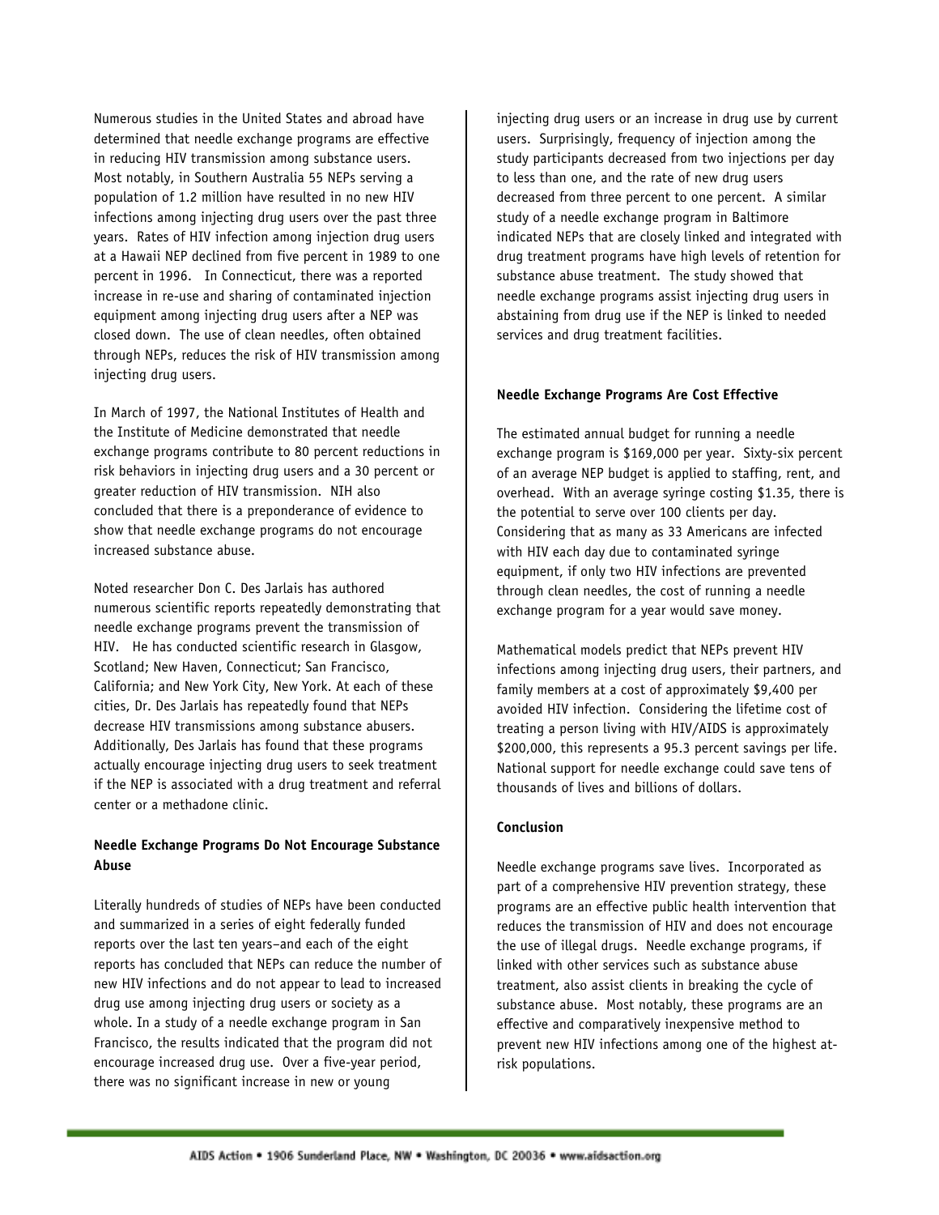Numerous studies in the United States and abroad have determined that needle exchange programs are effective in reducing HIV transmission among substance users. Most notably, in Southern Australia 55 NEPs serving a population of 1.2 million have resulted in no new HIV infections among injecting drug users over the past three years. Rates of HIV infection among injection drug users at a Hawaii NEP declined from five percent in 1989 to one percent in 1996. In Connecticut, there was a reported increase in re-use and sharing of contaminated injection equipment among injecting drug users after a NEP was closed down. The use of clean needles, often obtained through NEPs, reduces the risk of HIV transmission among injecting drug users.

In March of 1997, the National Institutes of Health and the Institute of Medicine demonstrated that needle exchange programs contribute to 80 percent reductions in risk behaviors in injecting drug users and a 30 percent or greater reduction of HIV transmission. NIH also concluded that there is a preponderance of evidence to show that needle exchange programs do not encourage increased substance abuse.

Noted researcher Don C. Des Jarlais has authored numerous scientific reports repeatedly demonstrating that needle exchange programs prevent the transmission of HIV. He has conducted scientific research in Glasgow, Scotland; New Haven, Connecticut; San Francisco, California; and New York City, New York. At each of these cities, Dr. Des Jarlais has repeatedly found that NEPs decrease HIV transmissions among substance abusers. Additionally, Des Jarlais has found that these programs actually encourage injecting drug users to seek treatment if the NEP is associated with a drug treatment and referral center or a methadone clinic.

**Needle Exchange Programs Do Not Encourage Substance Abuse**

Literally hundreds of studies of NEPs have been conducted and summarized in a series of eight federally funded reports over the last ten years–and each of the eight reports has concluded that NEPs can reduce the number of new HIV infections and do not appear to lead to increased drug use among injecting drug users or society as a whole. In a study of a needle exchange program in San Francisco, the results indicated that the program did not encourage increased drug use. Over a five-year period, there was no significant increase in new or young injecting drug users or an increase in drug use by current users. Surprisingly, frequency of injection among the study participants decreased from two injections per day to less than one, and the rate of new drug users decreased from three percent to one percent. A similar study of a needle exchange program in Baltimore indicated NEPs that are closely linked and integrated with drug treatment programs have high levels of retention for substance abuse treatment. The study showed that needle exchange programs assist injecting drug users in abstaining from drug use if the NEP is linked to needed services and drug treatment facilities.

**Needle Exchange Programs Are Cost Effective**

The estimated annual budget for running a needle exchange program is $169,000 per year. Sixty-six percent of an average NEP budget is applied to staffing, rent, and overhead. With an average syringe costing $1.35, there is the potential to serve over 100 clients per day. Considering that as many as 33 Americans are infected with HIV each day due to contaminated syringe equipment, if only two HIV infections are prevented through clean needles, the cost of running a needle exchange program for a year would save money.

Mathematical models predict that NEPs prevent HIV infections among injecting drug users, their partners, and family members at a cost of approximately $9,400 per avoided HIV infection. Considering the lifetime cost of treating a person living with HIV/AIDS is approximately $200,000, this represents a 95.3 percent savings per life. National support for needle exchange could save tens of thousands of lives and billions of dollars.

**Conclusion**

Needle exchange programs save lives. Incorporated as part of a comprehensive HIV prevention strategy, these programs are an effective public health intervention that reduces the transmission of HIV and does not encourage the use of illegal drugs. Needle exchange programs, if linked with other services such as substance abuse treatment, also assist clients in breaking the cycle of substance abuse. Most notably, these programs are an effective and comparatively inexpensive method to prevent new HIV infections among one of the highest at-risk populations.

AIDS Action • 1906 Sunderland Place, NW • Washington, DC 20036 • www.aidsaction.org